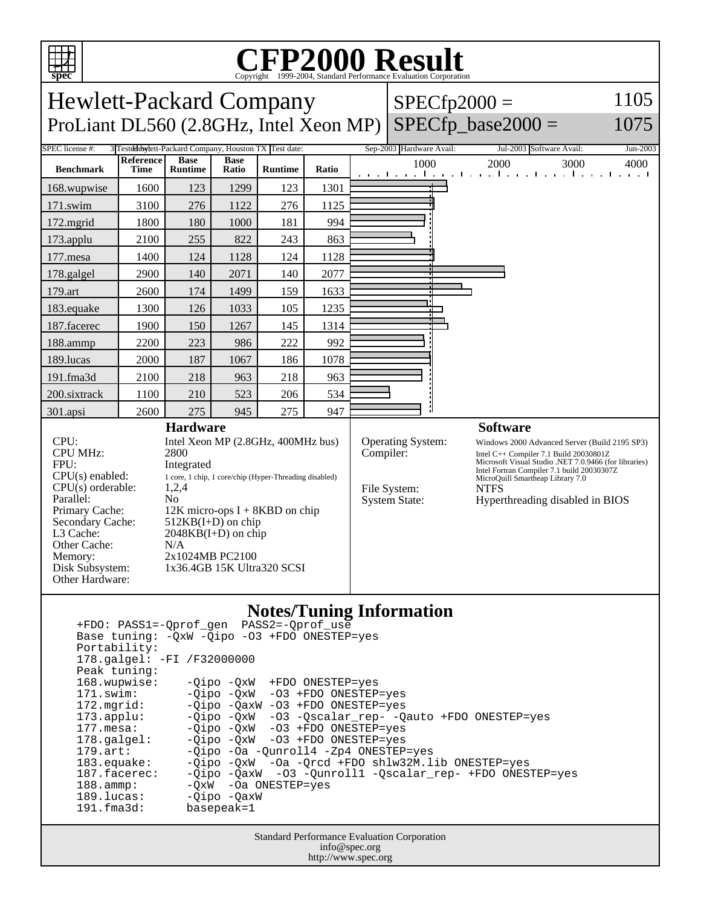# CFP2000 Result

Copyright 1999-2004, Standard Performance Evaluation Corporation

## Hewlett-Packard Company
## ProLiant DL560 (2.8GHz, Intel Xeon MP)

SPECfp2000 = 1105
SPECfp_base2000 = 1075

| SPEC license #: | 3 | Tested by: | Hewlett-Packard Company, Houston TX | Test date: | Sep-2003 | Hardware Avail: | Jul-2003 | Software Avail: | Jun-2003 |
|---|---|---|---|---|---|---|---|---|---|

| Benchmark | Reference Time | Base Runtime | Base Ratio | Runtime | Ratio |
|---|---|---|---|---|---|
| 168.wupwise | 1600 | 123 | 1299 | 123 | 1301 |
| 171.swim | 3100 | 276 | 1122 | 276 | 1125 |
| 172.mgrid | 1800 | 180 | 1000 | 181 | 994 |
| 173.applu | 2100 | 255 | 822 | 243 | 863 |
| 177.mesa | 1400 | 124 | 1128 | 124 | 1128 |
| 178.galgel | 2900 | 140 | 2071 | 140 | 2077 |
| 179.art | 2600 | 174 | 1499 | 159 | 1633 |
| 183.equake | 1300 | 126 | 1033 | 105 | 1235 |
| 187.facerec | 1900 | 150 | 1267 | 145 | 1314 |
| 188.ammp | 2200 | 223 | 986 | 222 | 992 |
| 189.lucas | 2000 | 187 | 1067 | 186 | 1078 |
| 191.fma3d | 2100 | 218 | 963 | 218 | 963 |
| 200.sixtrack | 1100 | 210 | 523 | 206 | 534 |
| 301.apsi | 2600 | 275 | 945 | 275 | 947 |

### Hardware

| | |
|---|---|
| CPU: | Intel Xeon MP (2.8GHz, 400MHz bus) |
| CPU MHz: | 2800 |
| FPU: | Integrated |
| CPU(s) enabled: | 1 core, 1 chip, 1 core/chip (Hyper-Threading disabled) |
| CPU(s) orderable: | 1,2,4 |
| Parallel: | No |
| Primary Cache: | 12K micro-ops I + 8KBD on chip |
| Secondary Cache: | 512KB(I+D) on chip |
| L3 Cache: | 2048KB(I+D) on chip |
| Other Cache: | N/A |
| Memory: | 2x1024MB PC2100 |
| Disk Subsystem: | 1x36.4GB 15K Ultra320 SCSI |
| Other Hardware: | |

### Software

| | |
|---|---|
| Operating System: | Windows 2000 Advanced Server (Build 2195 SP3) |
| Compiler: | Intel C++ Compiler 7.1 Build 20030801Z<br>Microsoft Visual Studio .NET 7.0.9466 (for libraries)<br>Intel Fortran Compiler 7.1 build 20030307Z<br>MicroQuill Smartheap Library 7.0 |
| File System: | NTFS |
| System State: | Hyperthreading disabled in BIOS |

### Notes/Tuning Information

```
+FDO: PASS1=-Qprof_gen  PASS2=-Qprof_use
Base tuning: -QxW -Qipo -O3 +FDO ONESTEP=yes
Portability:
178.galgel: -FI /F32000000
Peak tuning:
168.wupwise:    -Qipo -QxW  +FDO ONESTEP=yes
171.swim:       -Qipo -QxW  -O3 +FDO ONESTEP=yes
172.mgrid:      -Qipo -QaxW -O3 +FDO ONESTEP=yes
173.applu:      -Qipo -QxW  -O3 -Qscalar_rep- -Qauto +FDO ONESTEP=yes
177.mesa:       -Qipo -QxW  -O3 +FDO ONESTEP=yes
178.galgel:     -Qipo -QxW  -O3 +FDO ONESTEP=yes
179.art:        -Qipo -Oa -Qunroll4 -Zp4 ONESTEP=yes
183.equake:     -Qipo -QxW  -Oa -Qrcd +FDO shlw32M.lib ONESTEP=yes
187.facerec:    -Qipo -QaxW  -O3 -Qunroll1 -Qscalar_rep- +FDO ONESTEP=yes
188.ammp:       -QxW  -Oa ONESTEP=yes
189.lucas:      -Qipo -QaxW
191.fma3d:      basepeak=1
```

Standard Performance Evaluation Corporation
info@spec.org
http://www.spec.org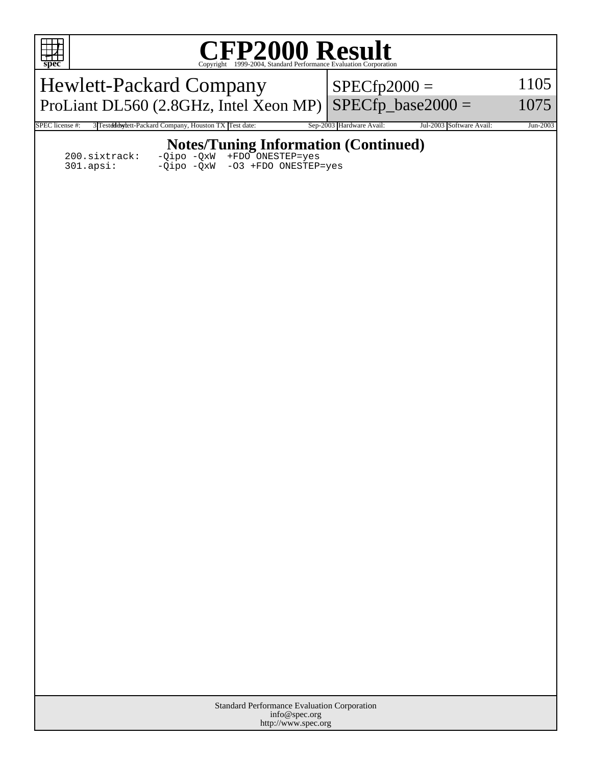# CFP2000 Result

Copyright 1999-2004, Standard Performance Evaluation Corporation

## Hewlett-Packard Company

ProLiant DL560 (2.8GHz, Intel Xeon MP)

SPECfp2000 = 1105

SPECfp_base2000 = 1075

| SPEC license #: | 3 | Tested by: | Hewlett-Packard Company, Houston TX | Test date: | Sep-2003 | Hardware Avail: | Jul-2003 | Software Avail: | Jun-2003 |
|---|---|---|---|---|---|---|---|---|---|

### Notes/Tuning Information (Continued)

```
200.sixtrack:   -Qipo -QxW  +FDO ONESTEP=yes
301.apsi:       -Qipo -QxW  -O3 +FDO ONESTEP=yes
```

Standard Performance Evaluation Corporation
info@spec.org
http://www.spec.org